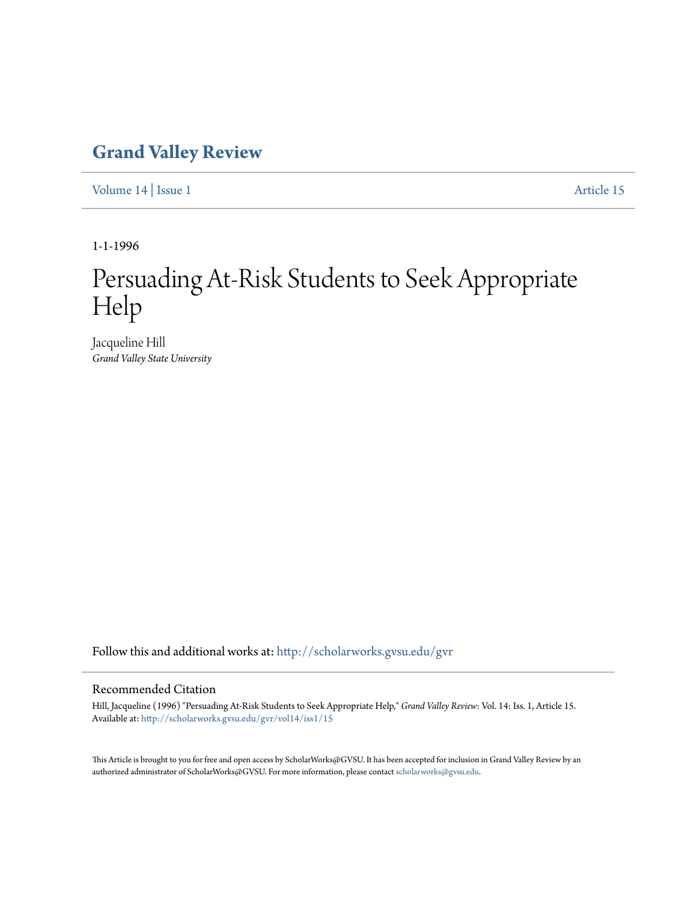# Grand Valley Review

Volume 14 | Issue 1 Article 15

1-1-1996

# Persuading At-Risk Students to Seek Appropriate Help

Jacqueline Hill
*Grand Valley State University*

Follow this and additional works at: http://scholarworks.gvsu.edu/gvr

## Recommended Citation

Hill, Jacqueline (1996) "Persuading At-Risk Students to Seek Appropriate Help," *Grand Valley Review*: Vol. 14: Iss. 1, Article 15.
Available at: http://scholarworks.gvsu.edu/gvr/vol14/iss1/15

This Article is brought to you for free and open access by ScholarWorks@GVSU. It has been accepted for inclusion in Grand Valley Review by an authorized administrator of ScholarWorks@GVSU. For more information, please contact scholarworks@gvsu.edu.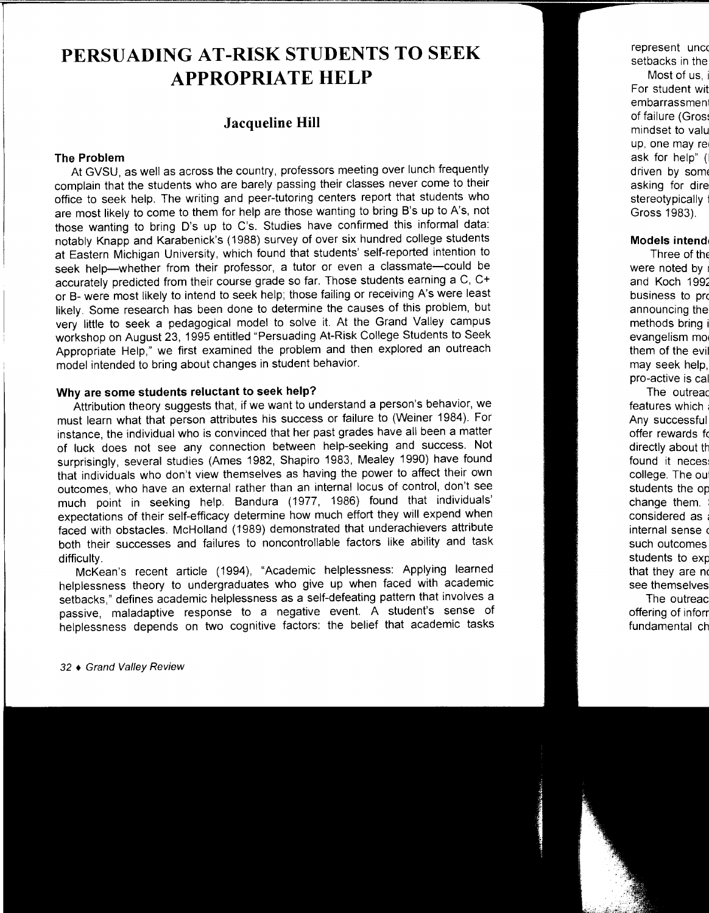# PERSUADING AT-RISK STUDENTS TO SEEK APPROPRIATE HELP

## Jacqueline Hill

### The Problem

At GVSU, as well as across the country, professors meeting over lunch frequently complain that the students who are barely passing their classes never come to their office to seek help. The writing and peer-tutoring centers report that students who are most likely to come to them for help are those wanting to bring B's up to A's, not those wanting to bring D's up to C's. Studies have confirmed this informal data: notably Knapp and Karabenick's (1988) survey of over six hundred college students at Eastern Michigan University, which found that students' self-reported intention to seek help—whether from their professor, a tutor or even a classmate—could be accurately predicted from their course grade so far. Those students earning a C, C+ or B- were most likely to intend to seek help; those failing or receiving A's were least likely. Some research has been done to determine the causes of this problem, but very little to seek a pedagogical model to solve it. At the Grand Valley campus workshop on August 23, 1995 entitled "Persuading At-Risk College Students to Seek Appropriate Help," we first examined the problem and then explored an outreach model intended to bring about changes in student behavior.

### Why are some students reluctant to seek help?

Attribution theory suggests that, if we want to understand a person's behavior, we must learn what that person attributes his success or failure to (Weiner 1984). For instance, the individual who is convinced that her past grades have all been a matter of luck does not see any connection between help-seeking and success. Not surprisingly, several studies (Ames 1982, Shapiro 1983, Mealey 1990) have found that individuals who don't view themselves as having the power to affect their own outcomes, who have an external rather than an internal locus of control, don't see much point in seeking help. Bandura (1977, 1986) found that individuals' expectations of their self-efficacy determine how much effort they will expend when faced with obstacles. McHolland (1989) demonstrated that underachievers attribute both their successes and failures to noncontrollable factors like ability and task difficulty.

McKean's recent article (1994), "Academic helplessness: Applying learned helplessness theory to undergraduates who give up when faced with academic setbacks," defines academic helplessness as a self-defeating pattern that involves a passive, maladaptive response to a negative event. A student's sense of helplessness depends on two cognitive factors: the belief that academic tasks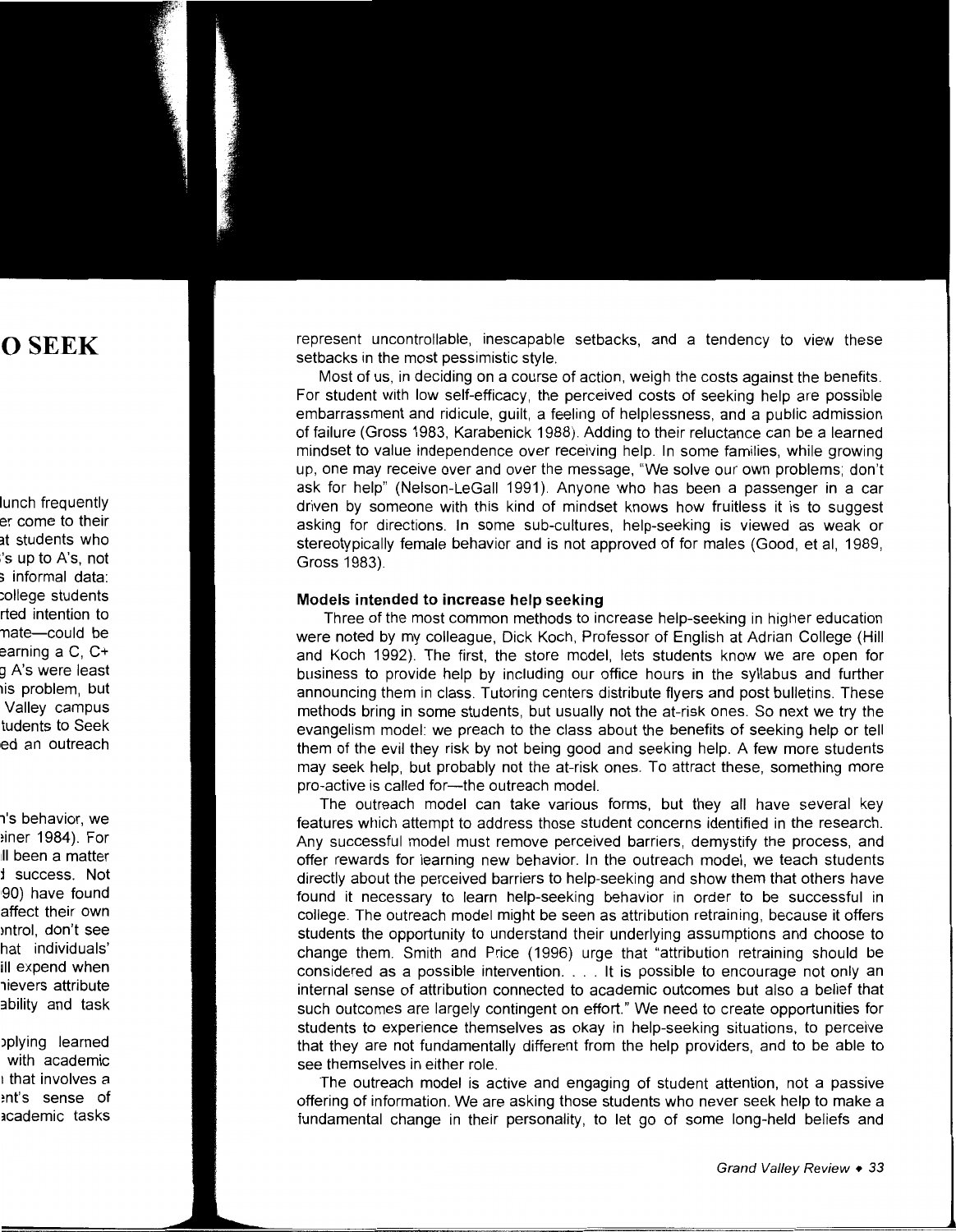represent uncontrollable, inescapable setbacks, and a tendency to view these setbacks in the most pessimistic style.

Most of us, in deciding on a course of action, weigh the costs against the benefits. For student with low self-efficacy, the perceived costs of seeking help are possible embarrassment and ridicule, guilt, a feeling of helplessness, and a public admission of failure (Gross 1983, Karabenick 1988). Adding to their reluctance can be a learned mindset to value independence over receiving help. In some families, while growing up, one may receive over and over the message, "We solve our own problems; don't ask for help" (Nelson-LeGall 1991). Anyone who has been a passenger in a car driven by someone with this kind of mindset knows how fruitless it is to suggest asking for directions. In some sub-cultures, help-seeking is viewed as weak or stereotypically female behavior and is not approved of for males (Good, et al, 1989, Gross 1983).

### Models intended to increase help seeking

Three of the most common methods to increase help-seeking in higher education were noted by my colleague, Dick Koch, Professor of English at Adrian College (Hill and Koch 1992). The first, the store model, lets students know we are open for business to provide help by including our office hours in the syllabus and further announcing them in class. Tutoring centers distribute flyers and post bulletins. These methods bring in some students, but usually not the at-risk ones. So next we try the evangelism model: we preach to the class about the benefits of seeking help or tell them of the evil they risk by not being good and seeking help. A few more students may seek help, but probably not the at-risk ones. To attract these, something more pro-active is called for—the outreach model.

The outreach model can take various forms, but they all have several key features which attempt to address those student concerns identified in the research. Any successful model must remove perceived barriers, demystify the process, and offer rewards for learning new behavior. In the outreach model, we teach students directly about the perceived barriers to help-seeking and show them that others have found it necessary to learn help-seeking behavior in order to be successful in college. The outreach model might be seen as attribution retraining, because it offers students the opportunity to understand their underlying assumptions and choose to change them. Smith and Price (1996) urge that "attribution retraining should be considered as a possible intervention. . . . It is possible to encourage not only an internal sense of attribution connected to academic outcomes but also a belief that such outcomes are largely contingent on effort." We need to create opportunities for students to experience themselves as okay in help-seeking situations, to perceive that they are not fundamentally different from the help providers, and to be able to see themselves in either role.

The outreach model is active and engaging of student attention, not a passive offering of information. We are asking those students who never seek help to make a fundamental change in their personality, to let go of some long-held beliefs and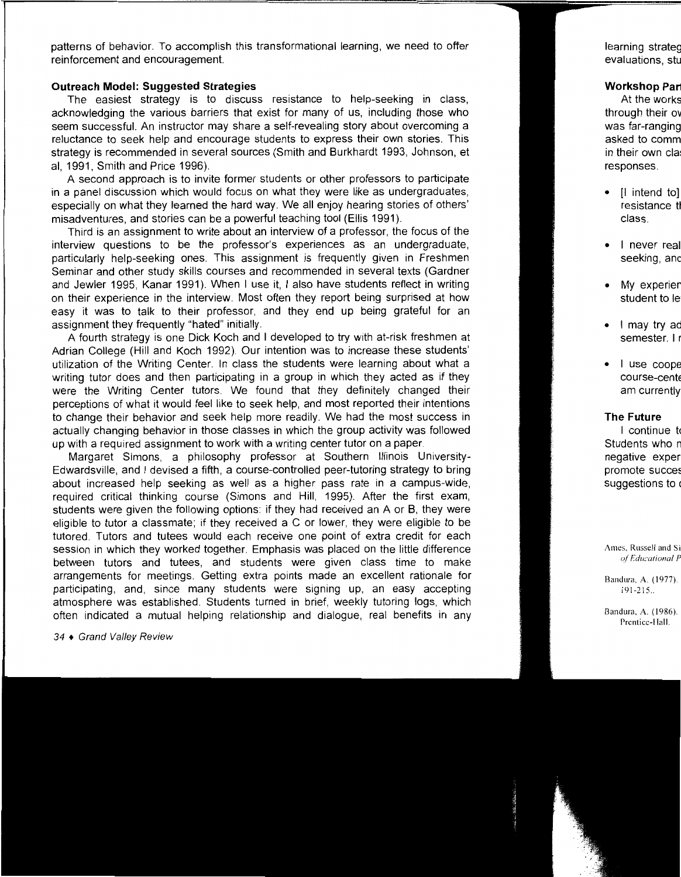patterns of behavior. To accomplish this transformational learning, we need to offer reinforcement and encouragement.

**Outreach Model: Suggested Strategies**

The easiest strategy is to discuss resistance to help-seeking in class, acknowledging the various barriers that exist for many of us, including those who seem successful. An instructor may share a self-revealing story about overcoming a reluctance to seek help and encourage students to express their own stories. This strategy is recommended in several sources (Smith and Burkhardt 1993, Johnson, et al, 1991, Smith and Price 1996).

A second approach is to invite former students or other professors to participate in a panel discussion which would focus on what they were like as undergraduates, especially on what they learned the hard way. We all enjoy hearing stories of others' misadventures, and stories can be a powerful teaching tool (Ellis 1991).

Third is an assignment to write about an interview of a professor, the focus of the interview questions to be the professor's experiences as an undergraduate, particularly help-seeking ones. This assignment is frequently given in Freshmen Seminar and other study skills courses and recommended in several texts (Gardner and Jewler 1995, Kanar 1991). When I use it, I also have students reflect in writing on their experience in the interview. Most often they report being surprised at how easy it was to talk to their professor, and they end up being grateful for an assignment they frequently "hated" initially.

A fourth strategy is one Dick Koch and I developed to try with at-risk freshmen at Adrian College (Hill and Koch 1992). Our intention was to increase these students' utilization of the Writing Center. In class the students were learning about what a writing tutor does and then participating in a group in which they acted as if they were the Writing Center tutors. We found that they definitely changed their perceptions of what it would feel like to seek help, and most reported their intentions to change their behavior and seek help more readily. We had the most success in actually changing behavior in those classes in which the group activity was followed up with a required assignment to work with a writing center tutor on a paper.

Margaret Simons, a philosophy professor at Southern Illinois University-Edwardsville, and I devised a fifth, a course-controlled peer-tutoring strategy to bring about increased help seeking as well as a higher pass rate in a campus-wide, required critical thinking course (Simons and Hill, 1995). After the first exam, students were given the following options: if they had received an A or B, they were eligible to tutor a classmate; if they received a C or lower, they were eligible to be tutored. Tutors and tutees would each receive one point of extra credit for each session in which they worked together. Emphasis was placed on the little difference between tutors and tutees, and students were given class time to make arrangements for meetings. Getting extra points made an excellent rationale for participating, and, since many students were signing up, an easy accepting atmosphere was established. Students turned in brief, weekly tutoring logs, which often indicated a mutual helping relationship and dialogue, real benefits in any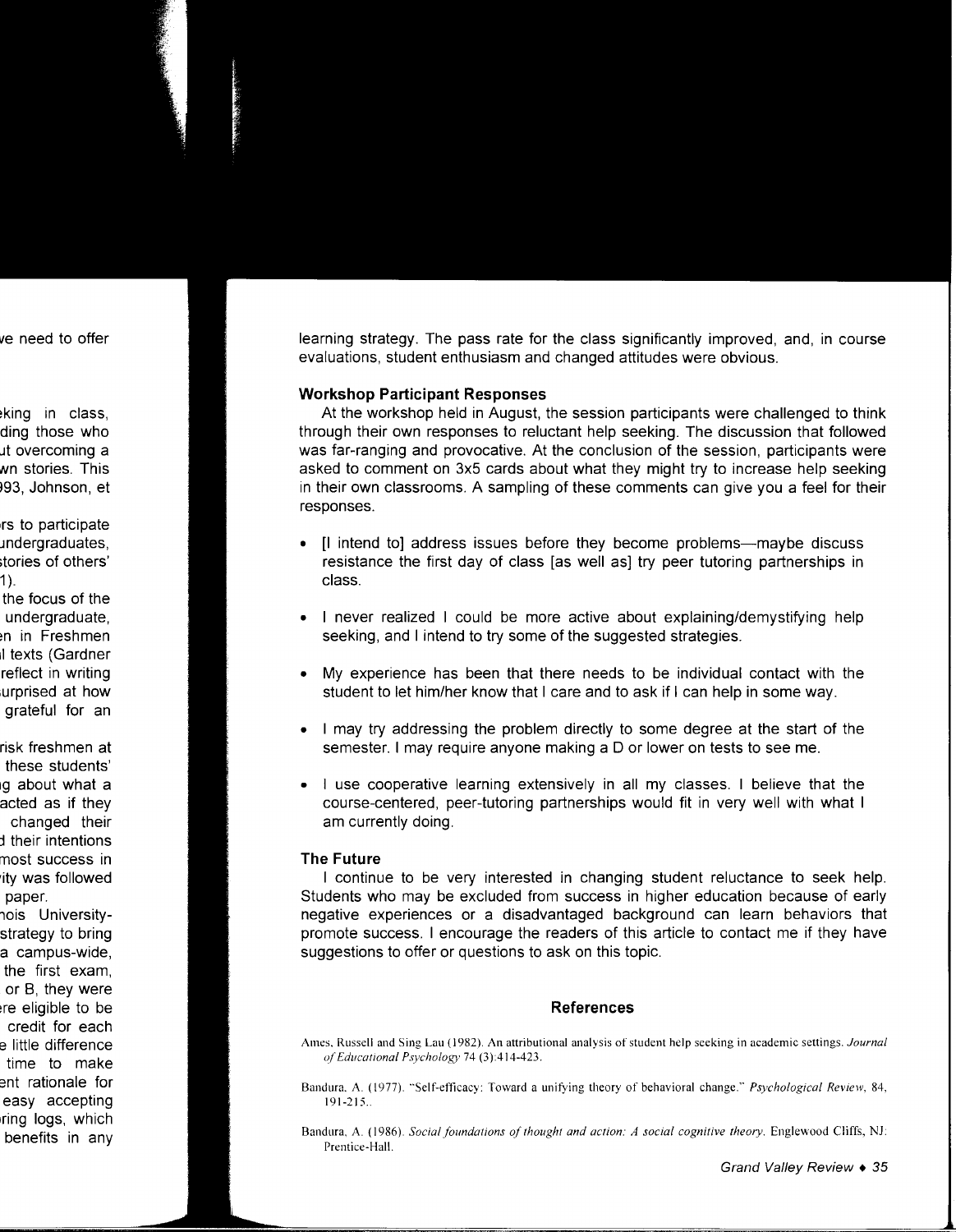learning strategy. The pass rate for the class significantly improved, and, in course evaluations, student enthusiasm and changed attitudes were obvious.

### Workshop Participant Responses

At the workshop held in August, the session participants were challenged to think through their own responses to reluctant help seeking. The discussion that followed was far-ranging and provocative. At the conclusion of the session, participants were asked to comment on 3x5 cards about what they might try to increase help seeking in their own classrooms. A sampling of these comments can give you a feel for their responses.

- [I intend to] address issues before they become problems—maybe discuss resistance the first day of class [as well as] try peer tutoring partnerships in class.
- I never realized I could be more active about explaining/demystifying help seeking, and I intend to try some of the suggested strategies.
- My experience has been that there needs to be individual contact with the student to let him/her know that I care and to ask if I can help in some way.
- I may try addressing the problem directly to some degree at the start of the semester. I may require anyone making a D or lower on tests to see me.
- I use cooperative learning extensively in all my classes. I believe that the course-centered, peer-tutoring partnerships would fit in very well with what I am currently doing.

### The Future

I continue to be very interested in changing student reluctance to seek help. Students who may be excluded from success in higher education because of early negative experiences or a disadvantaged background can learn behaviors that promote success. I encourage the readers of this article to contact me if they have suggestions to offer or questions to ask on this topic.

## References

Ames, Russell and Sing Lau (1982). An attributional analysis of student help seeking in academic settings. *Journal of Educational Psychology* 74 (3):414-423.

Bandura, A. (1977). "Self-efficacy: Toward a unifying theory of behavioral change." *Psychological Review*, 84, 191-215..

Bandura, A. (1986). *Social foundations of thought and action: A social cognitive theory*. Englewood Cliffs, NJ: Prentice-Hall.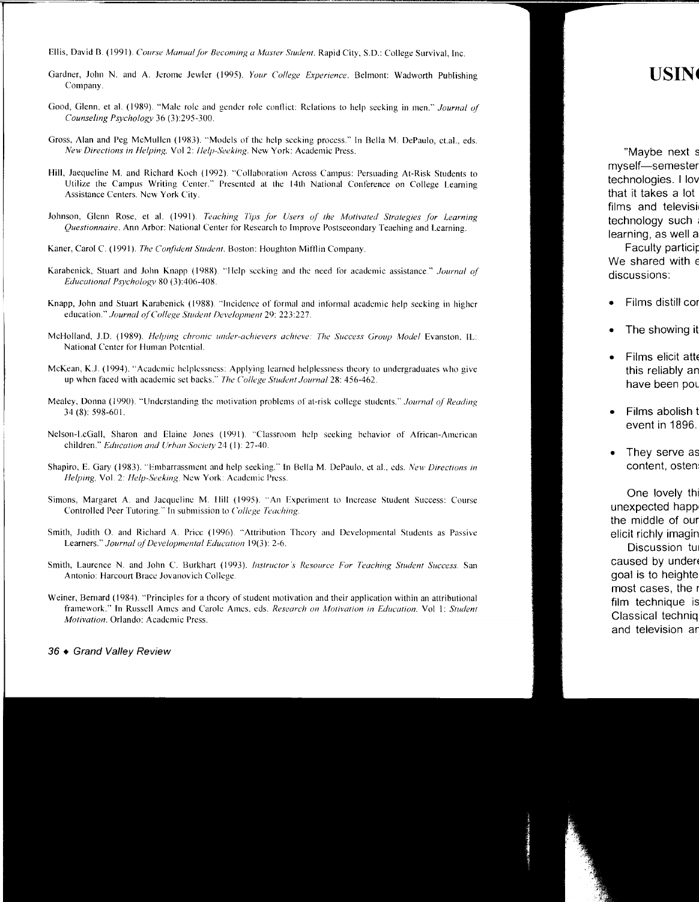Ellis, David B. (1991). *Course Manual for Becoming a Master Student*. Rapid City, S.D.: College Survival, Inc.

Gardner, John N. and A. Jerome Jewler (1995). *Your College Experience*. Belmont: Wadworth Publishing Company.

Good, Glenn, et al. (1989). "Male role and gender role conflict: Relations to help seeking in men." *Journal of Counseling Psychology* 36 (3):295-300.

Gross, Alan and Peg McMullen (1983). "Models of the help seeking process." In Bella M. DePaulo, et.al., eds. *New Directions in Helping*, Vol 2: *Help-Seeking*. New York: Academic Press.

Hill, Jacqueline M. and Richard Koch (1992). "Collaboration Across Campus: Persuading At-Risk Students to Utilize the Campus Writing Center." Presented at the 14th National Conference on College Learning Assistance Centers. New York City.

Johnson, Glenn Rose, et al. (1991). *Teaching Tips for Users of the Motivated Strategies for Learning Questionnaire*. Ann Arbor: National Center for Research to Improve Postsecondary Teaching and Learning.

Kaner, Carol C. (1991). *The Confident Student*. Boston: Houghton Mifflin Company.

Karabenick, Stuart and John Knapp (1988). "Help seeking and the need for academic assistance." *Journal of Educational Psychology* 80 (3):406-408.

Knapp, John and Stuart Karabenick (1988). "Incidence of formal and informal academic help seeking in higher education." *Journal of College Student Development* 29: 223:227.

McHolland, J.D. (1989). *Helping chronic under-achievers achieve: The Success Group Model* Evanston, IL: National Center for Human Potential.

McKean, K.J. (1994). "Academic helplessness: Applying learned helplessness theory to undergraduates who give up when faced with academic set backs." *The College Student Journal* 28: 456-462.

Mealey, Donna (1990). "Understanding the motivation problems of at-risk college students." *Journal of Reading* 34 (8): 598-601.

Nelson-LeGall, Sharon and Elaine Jones (1991). "Classroom help seeking behavior of African-American children." *Education and Urban Society* 24 (1): 27-40.

Shapiro, E. Gary (1983). "Embarrassment and help seeking." In Bella M. DePaulo, et al., eds. *New Directions in Helping*, Vol. 2: *Help-Seeking*. New York: Academic Press.

Simons, Margaret A. and Jacqueline M. Hill (1995). "An Experiment to Increase Student Success: Course Controlled Peer Tutoring." In submission to *College Teaching*.

Smith, Judith O. and Richard A. Price (1996). "Attribution Theory and Developmental Students as Passive Learners." *Journal of Developmental Education* 19(3): 2-6.

Smith, Laurence N. and John C. Burkhart (1993). *Instructor's Resource For Teaching Student Success*. San Antonio: Harcourt Brace Jovanovich College.

Weiner, Bernard (1984). "Principles for a theory of student motivation and their application within an attributional framework." In Russell Ames and Carole Ames, eds. *Research on Motivation in Education*. Vol 1: *Student Motivation*. Orlando: Academic Press.